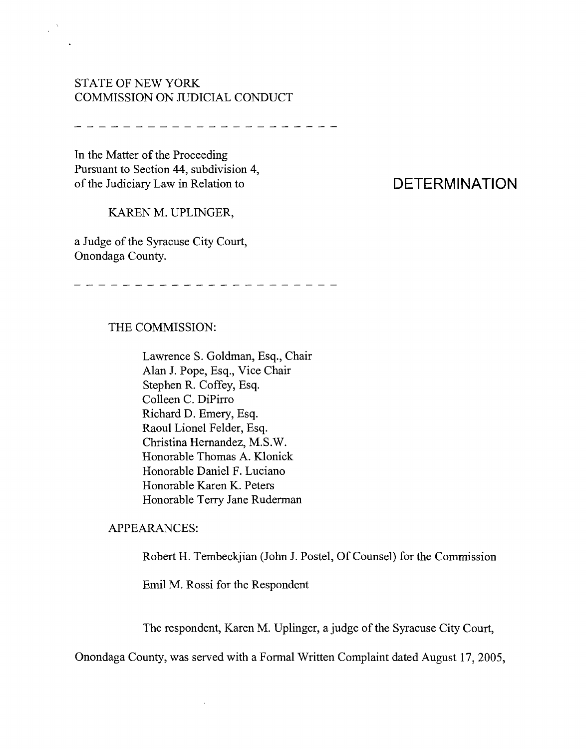STATE OF NEW YORK
COMMISSION ON JUDICIAL CONDUCT

---

In the Matter of the Proceeding
Pursuant to Section 44, subdivision 4,
of the Judiciary Law in Relation to

KAREN M. UPLINGER,

a Judge of the Syracuse City Court,
Onondaga County.

---

# DETERMINATION

THE COMMISSION:

Lawrence S. Goldman, Esq., Chair
Alan J. Pope, Esq., Vice Chair
Stephen R. Coffey, Esq.
Colleen C. DiPirro
Richard D. Emery, Esq.
Raoul Lionel Felder, Esq.
Christina Hernandez, M.S.W.
Honorable Thomas A. Klonick
Honorable Daniel F. Luciano
Honorable Karen K. Peters
Honorable Terry Jane Ruderman

APPEARANCES:

Robert H. Tembeckjian (John J. Postel, Of Counsel) for the Commission

Emil M. Rossi for the Respondent

The respondent, Karen M. Uplinger, a judge of the Syracuse City Court, Onondaga County, was served with a Formal Written Complaint dated August 17, 2005,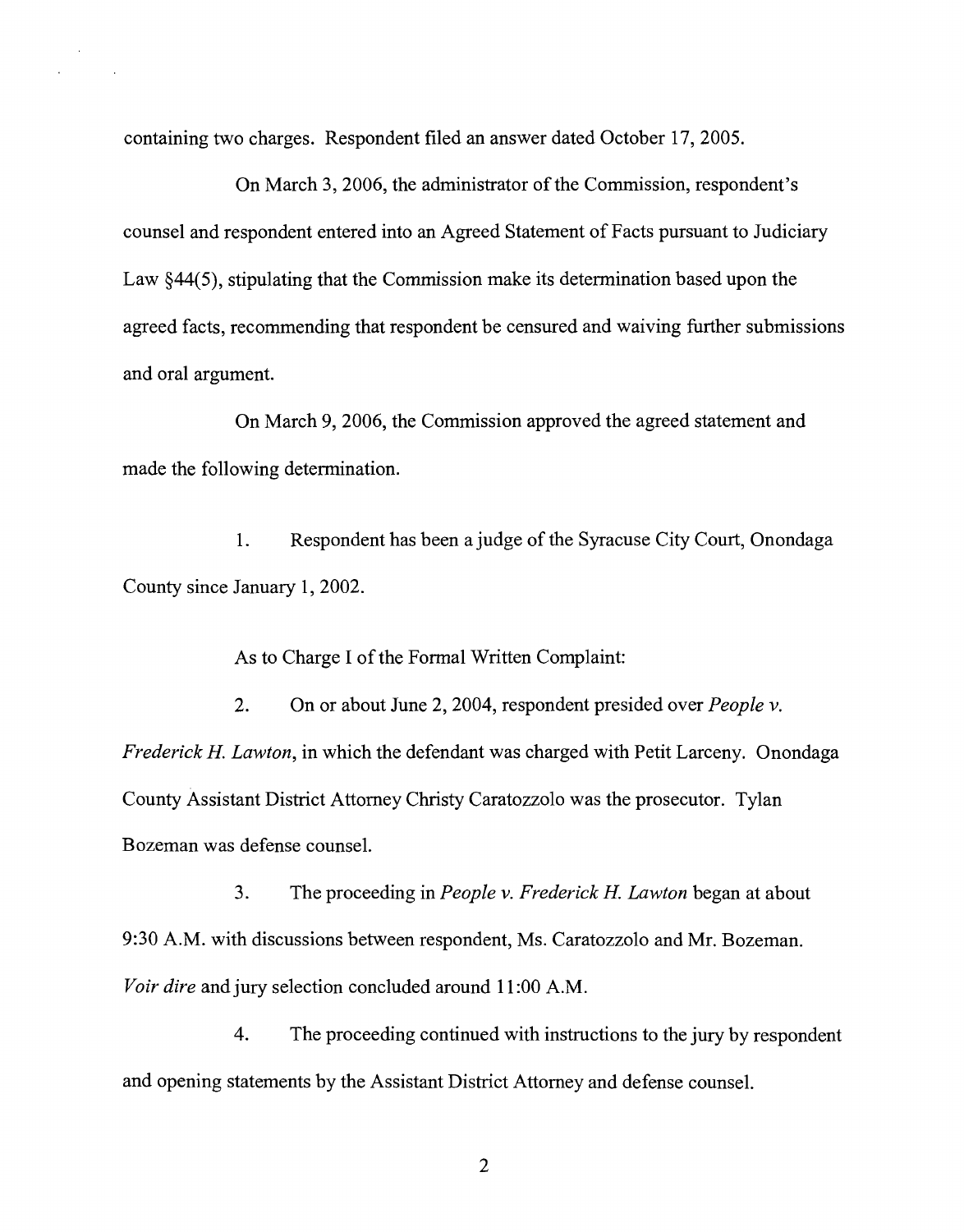containing two charges. Respondent filed an answer dated October 17, 2005.

On March 3, 2006, the administrator of the Commission, respondent's counsel and respondent entered into an Agreed Statement of Facts pursuant to Judiciary Law §44(5), stipulating that the Commission make its determination based upon the agreed facts, recommending that respondent be censured and waiving further submissions and oral argument.

On March 9, 2006, the Commission approved the agreed statement and made the following determination.

1. Respondent has been a judge of the Syracuse City Court, Onondaga County since January 1, 2002.

As to Charge I of the Formal Written Complaint:

2. On or about June 2, 2004, respondent presided over *People v. Frederick H. Lawton*, in which the defendant was charged with Petit Larceny. Onondaga County Assistant District Attorney Christy Caratozzolo was the prosecutor. Tylan Bozeman was defense counsel.

3. The proceeding in *People v. Frederick H. Lawton* began at about 9:30 A.M. with discussions between respondent, Ms. Caratozzolo and Mr. Bozeman. *Voir dire* and jury selection concluded around 11:00 A.M.

4. The proceeding continued with instructions to the jury by respondent and opening statements by the Assistant District Attorney and defense counsel.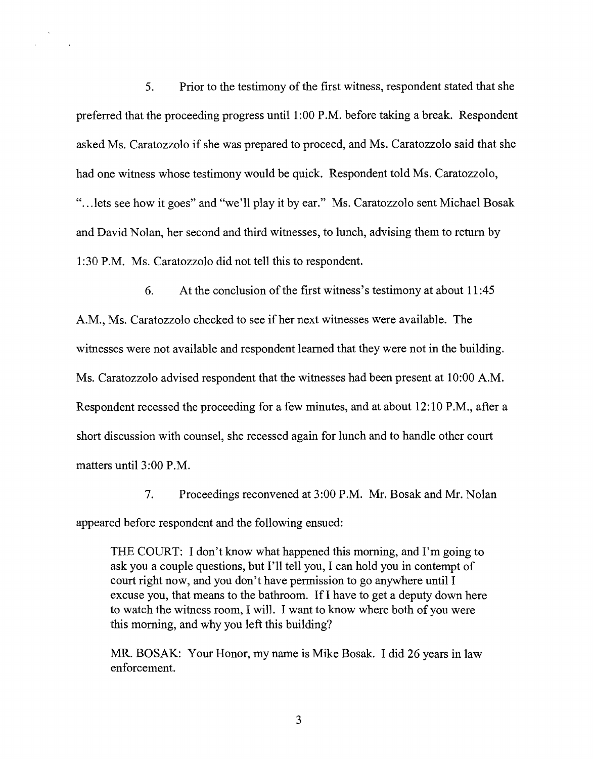5. Prior to the testimony of the first witness, respondent stated that she preferred that the proceeding progress until 1:00 P.M. before taking a break. Respondent asked Ms. Caratozzolo if she was prepared to proceed, and Ms. Caratozzolo said that she had one witness whose testimony would be quick. Respondent told Ms. Caratozzolo, "…lets see how it goes" and "we'll play it by ear." Ms. Caratozzolo sent Michael Bosak and David Nolan, her second and third witnesses, to lunch, advising them to return by 1:30 P.M. Ms. Caratozzolo did not tell this to respondent.

6. At the conclusion of the first witness's testimony at about 11:45 A.M., Ms. Caratozzolo checked to see if her next witnesses were available. The witnesses were not available and respondent learned that they were not in the building. Ms. Caratozzolo advised respondent that the witnesses had been present at 10:00 A.M. Respondent recessed the proceeding for a few minutes, and at about 12:10 P.M., after a short discussion with counsel, she recessed again for lunch and to handle other court matters until 3:00 P.M.

7. Proceedings reconvened at 3:00 P.M. Mr. Bosak and Mr. Nolan appeared before respondent and the following ensued:

> THE COURT: I don't know what happened this morning, and I'm going to ask you a couple questions, but I'll tell you, I can hold you in contempt of court right now, and you don't have permission to go anywhere until I excuse you, that means to the bathroom. If I have to get a deputy down here to watch the witness room, I will. I want to know where both of you were this morning, and why you left this building?
>
> MR. BOSAK: Your Honor, my name is Mike Bosak. I did 26 years in law enforcement.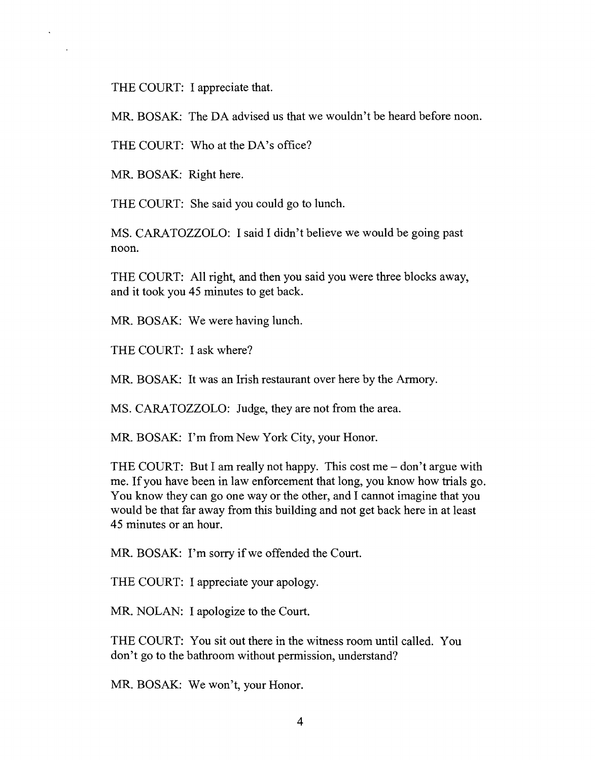THE COURT: I appreciate that.

MR. BOSAK: The DA advised us that we wouldn't be heard before noon.

THE COURT: Who at the DA's office?

MR. BOSAK: Right here.

THE COURT: She said you could go to lunch.

MS. CARATOZZOLO: I said I didn't believe we would be going past noon.

THE COURT: All right, and then you said you were three blocks away, and it took you 45 minutes to get back.

MR. BOSAK: We were having lunch.

THE COURT: I ask where?

MR. BOSAK: It was an Irish restaurant over here by the Armory.

MS. CARATOZZOLO: Judge, they are not from the area.

MR. BOSAK: I'm from New York City, your Honor.

THE COURT: But I am really not happy. This cost me – don't argue with me. If you have been in law enforcement that long, you know how trials go. You know they can go one way or the other, and I cannot imagine that you would be that far away from this building and not get back here in at least 45 minutes or an hour.

MR. BOSAK: I'm sorry if we offended the Court.

THE COURT: I appreciate your apology.

MR. NOLAN: I apologize to the Court.

THE COURT: You sit out there in the witness room until called. You don't go to the bathroom without permission, understand?

MR. BOSAK: We won't, your Honor.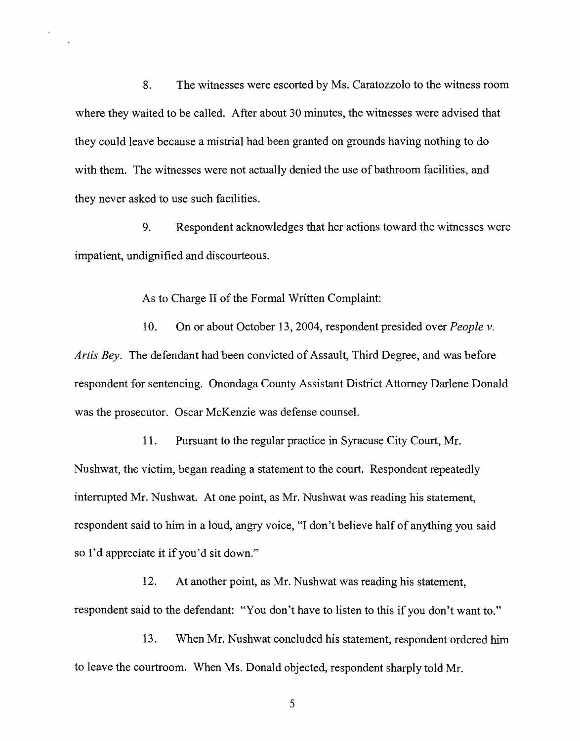8. The witnesses were escorted by Ms. Caratozzolo to the witness room where they waited to be called. After about 30 minutes, the witnesses were advised that they could leave because a mistrial had been granted on grounds having nothing to do with them. The witnesses were not actually denied the use of bathroom facilities, and they never asked to use such facilities.

9. Respondent acknowledges that her actions toward the witnesses were impatient, undignified and discourteous.

As to Charge II of the Formal Written Complaint:

10. On or about October 13, 2004, respondent presided over *People v. Artis Bey*. The defendant had been convicted of Assault, Third Degree, and was before respondent for sentencing. Onondaga County Assistant District Attorney Darlene Donald was the prosecutor. Oscar McKenzie was defense counsel.

11. Pursuant to the regular practice in Syracuse City Court, Mr. Nushwat, the victim, began reading a statement to the court. Respondent repeatedly interrupted Mr. Nushwat. At one point, as Mr. Nushwat was reading his statement, respondent said to him in a loud, angry voice, "I don't believe half of anything you said so I'd appreciate it if you'd sit down."

12. At another point, as Mr. Nushwat was reading his statement, respondent said to the defendant: "You don't have to listen to this if you don't want to."

13. When Mr. Nushwat concluded his statement, respondent ordered him to leave the courtroom. When Ms. Donald objected, respondent sharply told Mr.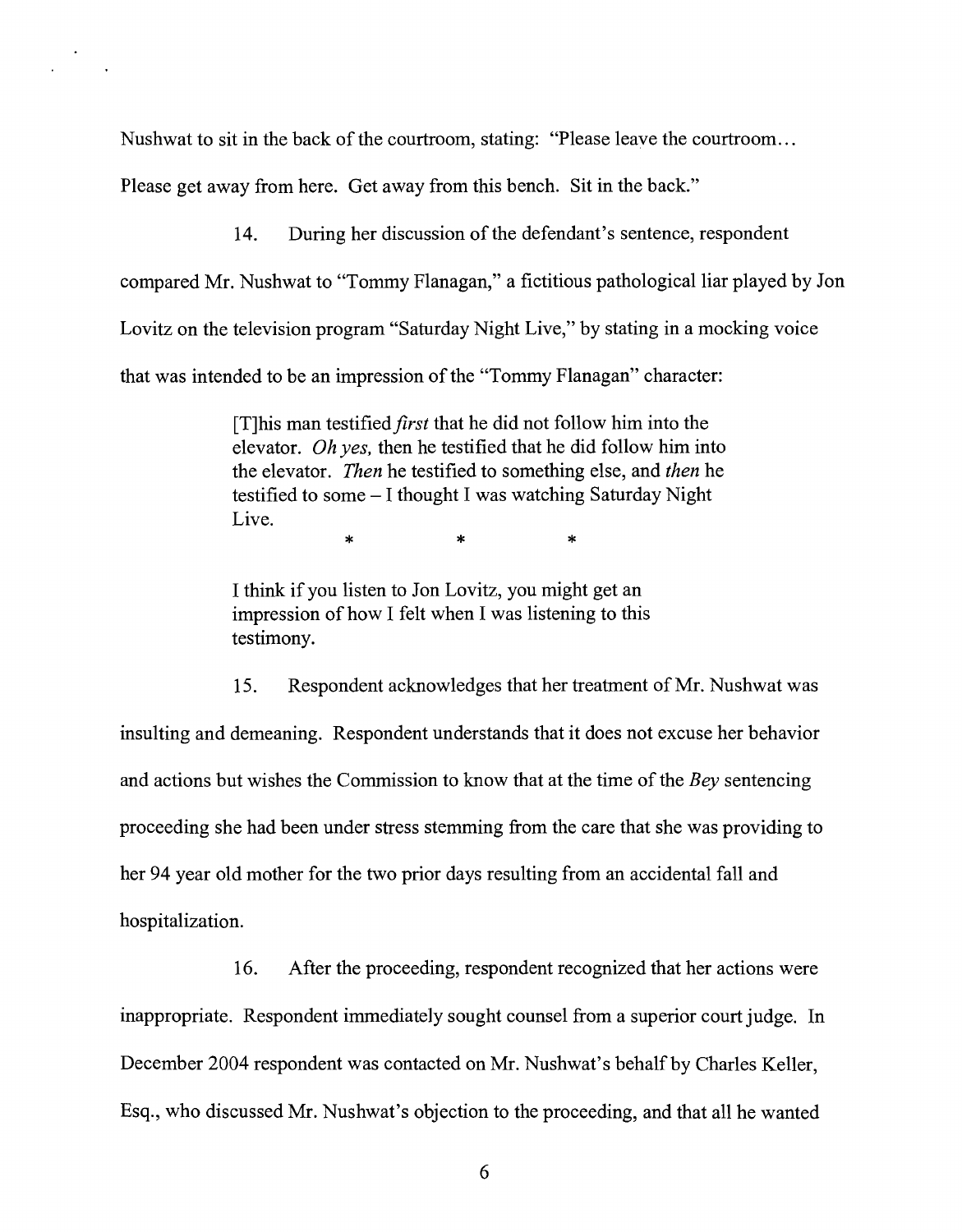Nushwat to sit in the back of the courtroom, stating: "Please leave the courtroom... Please get away from here. Get away from this bench. Sit in the back."

14. During her discussion of the defendant's sentence, respondent compared Mr. Nushwat to "Tommy Flanagan," a fictitious pathological liar played by Jon Lovitz on the television program "Saturday Night Live," by stating in a mocking voice that was intended to be an impression of the "Tommy Flanagan" character:

> [T]his man testified *first* that he did not follow him into the elevator. *Oh yes,* then he testified that he did follow him into the elevator. *Then* he testified to something else, and *then* he testified to some – I thought I was watching Saturday Night Live.
>
> \* \* \*
>
> I think if you listen to Jon Lovitz, you might get an impression of how I felt when I was listening to this testimony.

15. Respondent acknowledges that her treatment of Mr. Nushwat was insulting and demeaning. Respondent understands that it does not excuse her behavior and actions but wishes the Commission to know that at the time of the *Bey* sentencing proceeding she had been under stress stemming from the care that she was providing to her 94 year old mother for the two prior days resulting from an accidental fall and hospitalization.

16. After the proceeding, respondent recognized that her actions were inappropriate. Respondent immediately sought counsel from a superior court judge. In December 2004 respondent was contacted on Mr. Nushwat's behalf by Charles Keller, Esq., who discussed Mr. Nushwat's objection to the proceeding, and that all he wanted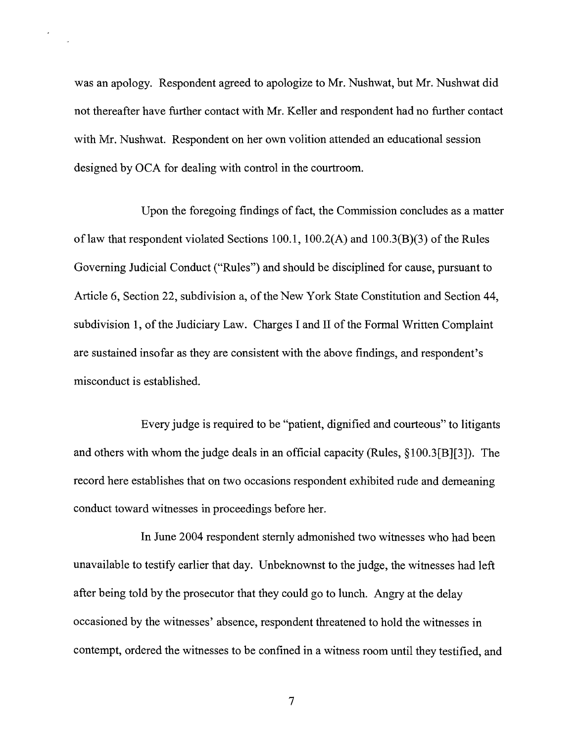was an apology. Respondent agreed to apologize to Mr. Nushwat, but Mr. Nushwat did not thereafter have further contact with Mr. Keller and respondent had no further contact with Mr. Nushwat. Respondent on her own volition attended an educational session designed by OCA for dealing with control in the courtroom.

Upon the foregoing findings of fact, the Commission concludes as a matter of law that respondent violated Sections 100.1, 100.2(A) and 100.3(B)(3) of the Rules Governing Judicial Conduct ("Rules") and should be disciplined for cause, pursuant to Article 6, Section 22, subdivision a, of the New York State Constitution and Section 44, subdivision 1, of the Judiciary Law. Charges I and II of the Formal Written Complaint are sustained insofar as they are consistent with the above findings, and respondent's misconduct is established.

Every judge is required to be "patient, dignified and courteous" to litigants and others with whom the judge deals in an official capacity (Rules, §100.3[B][3]). The record here establishes that on two occasions respondent exhibited rude and demeaning conduct toward witnesses in proceedings before her.

In June 2004 respondent sternly admonished two witnesses who had been unavailable to testify earlier that day. Unbeknownst to the judge, the witnesses had left after being told by the prosecutor that they could go to lunch. Angry at the delay occasioned by the witnesses' absence, respondent threatened to hold the witnesses in contempt, ordered the witnesses to be confined in a witness room until they testified, and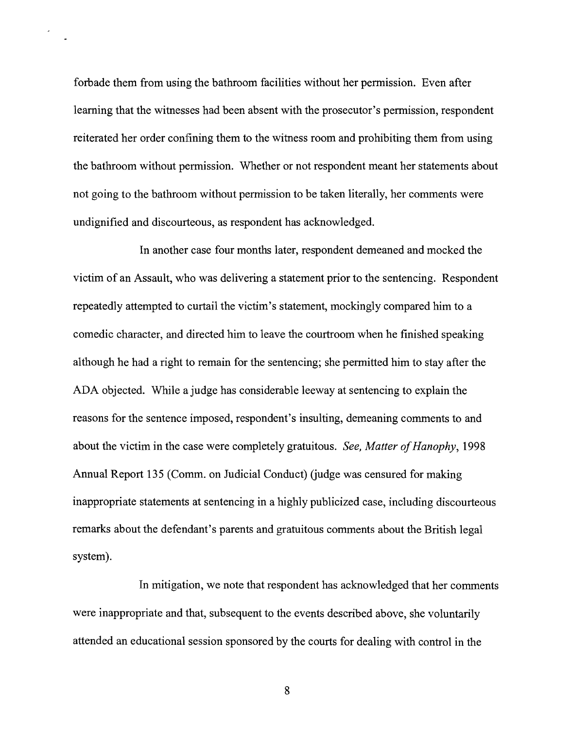forbade them from using the bathroom facilities without her permission. Even after learning that the witnesses had been absent with the prosecutor's permission, respondent reiterated her order confining them to the witness room and prohibiting them from using the bathroom without permission. Whether or not respondent meant her statements about not going to the bathroom without permission to be taken literally, her comments were undignified and discourteous, as respondent has acknowledged.

In another case four months later, respondent demeaned and mocked the victim of an Assault, who was delivering a statement prior to the sentencing. Respondent repeatedly attempted to curtail the victim's statement, mockingly compared him to a comedic character, and directed him to leave the courtroom when he finished speaking although he had a right to remain for the sentencing; she permitted him to stay after the ADA objected. While a judge has considerable leeway at sentencing to explain the reasons for the sentence imposed, respondent's insulting, demeaning comments to and about the victim in the case were completely gratuitous. *See, Matter of Hanophy*, 1998 Annual Report 135 (Comm. on Judicial Conduct) (judge was censured for making inappropriate statements at sentencing in a highly publicized case, including discourteous remarks about the defendant's parents and gratuitous comments about the British legal system).

In mitigation, we note that respondent has acknowledged that her comments were inappropriate and that, subsequent to the events described above, she voluntarily attended an educational session sponsored by the courts for dealing with control in the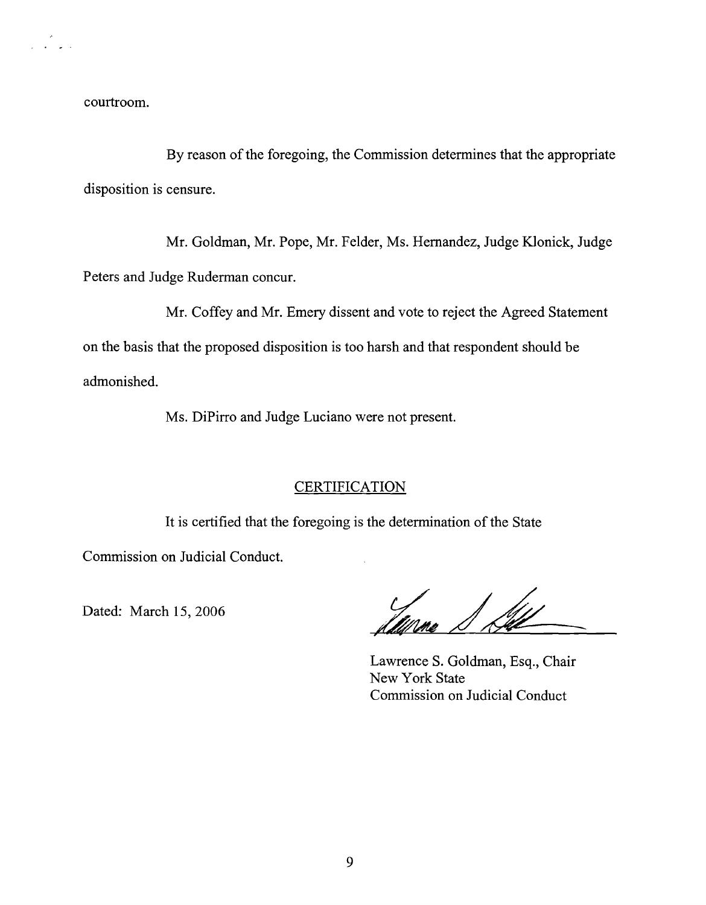courtroom.

By reason of the foregoing, the Commission determines that the appropriate disposition is censure.

Mr. Goldman, Mr. Pope, Mr. Felder, Ms. Hernandez, Judge Klonick, Judge Peters and Judge Ruderman concur.

Mr. Coffey and Mr. Emery dissent and vote to reject the Agreed Statement on the basis that the proposed disposition is too harsh and that respondent should be admonished.

Ms. DiPirro and Judge Luciano were not present.

## CERTIFICATION

It is certified that the foregoing is the determination of the State Commission on Judicial Conduct.

Dated: March 15, 2006

Lawrence S. Goldman, Esq., Chair
New York State
Commission on Judicial Conduct